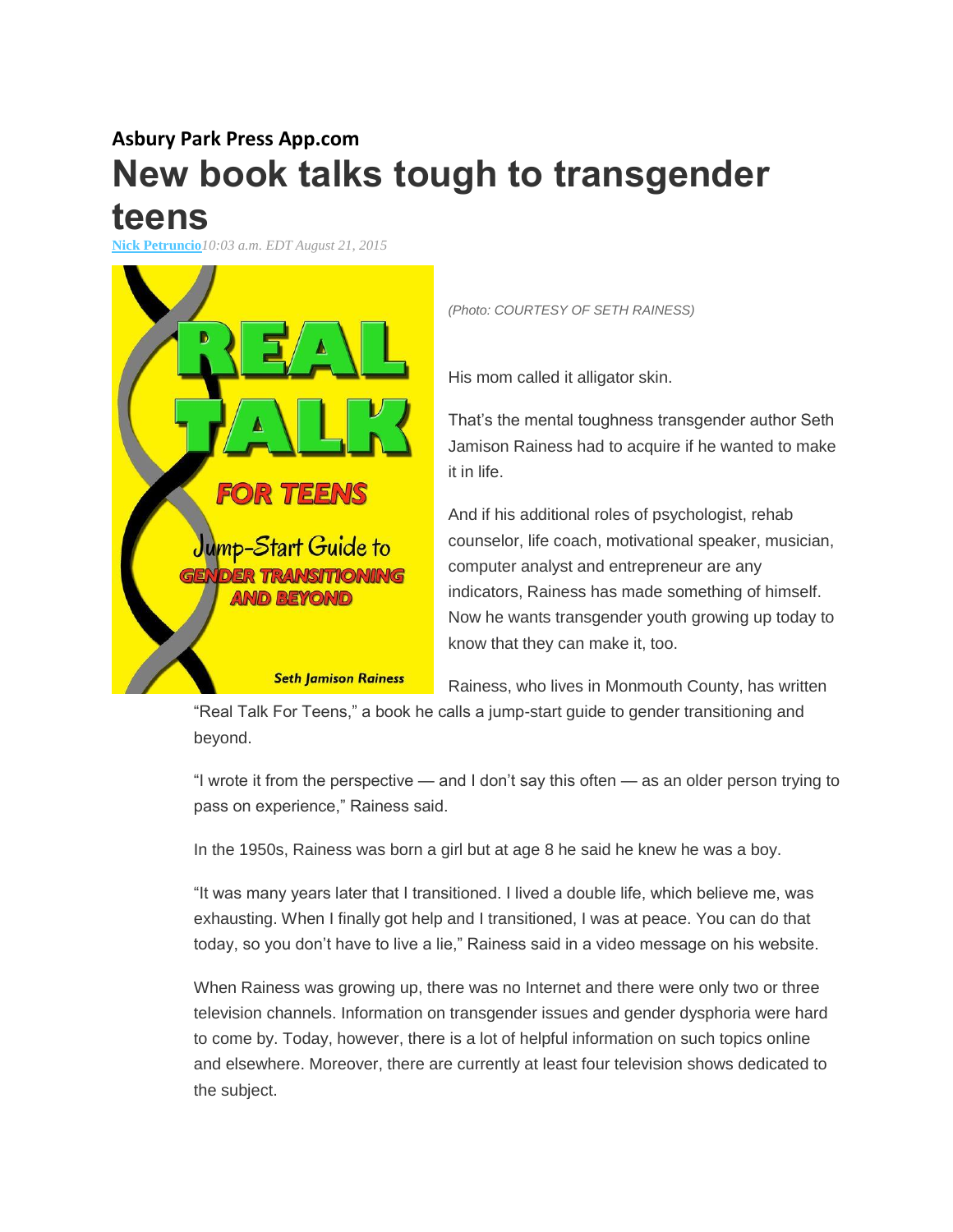**Asbury Park Press App.com**

# New book talks tough to transgender teens

**Nick Petruncio** *10:03 a.m. EDT August 21, 2015*

*(Photo: COURTESY OF SETH RAINESS)*

His mom called it alligator skin.

That's the mental toughness transgender author Seth Jamison Rainess had to acquire if he wanted to make it in life.

And if his additional roles of psychologist, rehab counselor, life coach, motivational speaker, musician, computer analyst and entrepreneur are any indicators, Rainess has made something of himself. Now he wants transgender youth growing up today to know that they can make it, too.

Rainess, who lives in Monmouth County, has written "Real Talk For Teens," a book he calls a jump-start guide to gender transitioning and beyond.

"I wrote it from the perspective — and I don't say this often — as an older person trying to pass on experience," Rainess said.

In the 1950s, Rainess was born a girl but at age 8 he said he knew he was a boy.

"It was many years later that I transitioned. I lived a double life, which believe me, was exhausting. When I finally got help and I transitioned, I was at peace. You can do that today, so you don't have to live a lie," Rainess said in a video message on his website.

When Rainess was growing up, there was no Internet and there were only two or three television channels. Information on transgender issues and gender dysphoria were hard to come by. Today, however, there is a lot of helpful information on such topics online and elsewhere. Moreover, there are currently at least four television shows dedicated to the subject.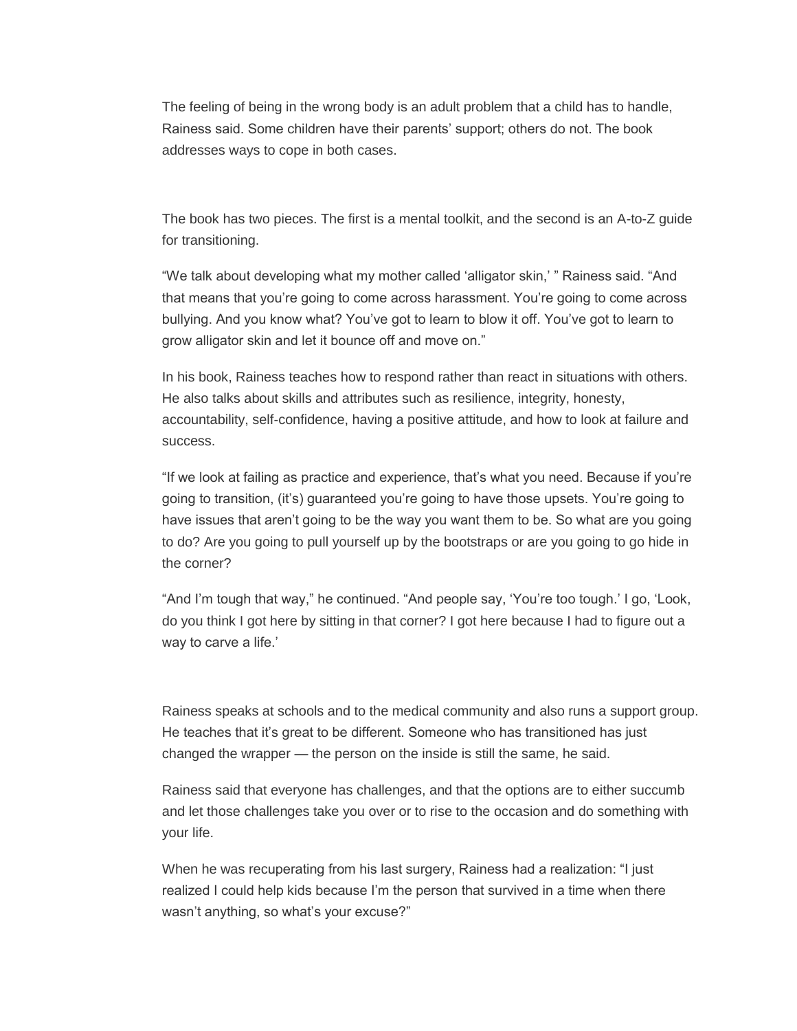The feeling of being in the wrong body is an adult problem that a child has to handle, Rainess said. Some children have their parents' support; others do not. The book addresses ways to cope in both cases.

The book has two pieces. The first is a mental toolkit, and the second is an A-to-Z guide for transitioning.

"We talk about developing what my mother called 'alligator skin,' " Rainess said. "And that means that you're going to come across harassment. You're going to come across bullying. And you know what? You've got to learn to blow it off. You've got to learn to grow alligator skin and let it bounce off and move on."

In his book, Rainess teaches how to respond rather than react in situations with others. He also talks about skills and attributes such as resilience, integrity, honesty, accountability, self-confidence, having a positive attitude, and how to look at failure and success.

"If we look at failing as practice and experience, that's what you need. Because if you're going to transition, (it's) guaranteed you're going to have those upsets. You're going to have issues that aren't going to be the way you want them to be. So what are you going to do? Are you going to pull yourself up by the bootstraps or are you going to go hide in the corner?

"And I'm tough that way," he continued. "And people say, 'You're too tough.' I go, 'Look, do you think I got here by sitting in that corner? I got here because I had to figure out a way to carve a life.'

Rainess speaks at schools and to the medical community and also runs a support group. He teaches that it's great to be different. Someone who has transitioned has just changed the wrapper — the person on the inside is still the same, he said.

Rainess said that everyone has challenges, and that the options are to either succumb and let those challenges take you over or to rise to the occasion and do something with your life.

When he was recuperating from his last surgery, Rainess had a realization: "I just realized I could help kids because I'm the person that survived in a time when there wasn't anything, so what's your excuse?"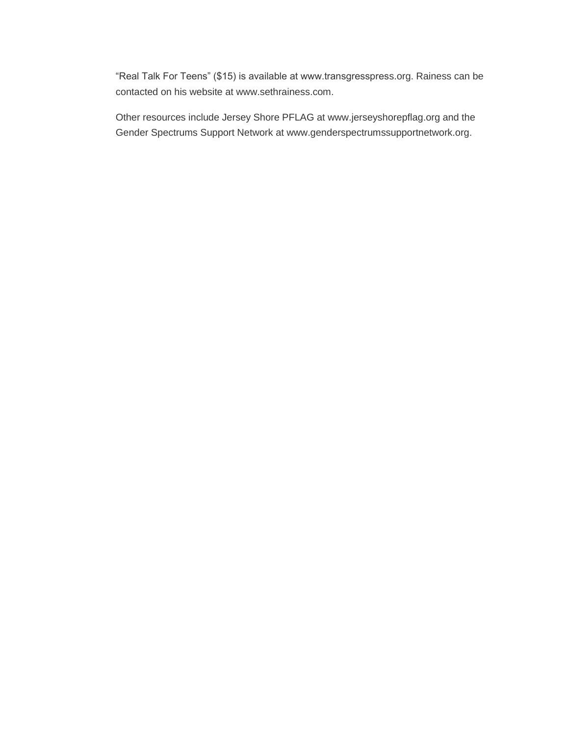"Real Talk For Teens" ($15) is available at www.transgresspress.org. Rainess can be contacted on his website at www.sethrainess.com.

Other resources include Jersey Shore PFLAG at www.jerseyshorepflag.org and the Gender Spectrums Support Network at www.genderspectrumssupportnetwork.org.